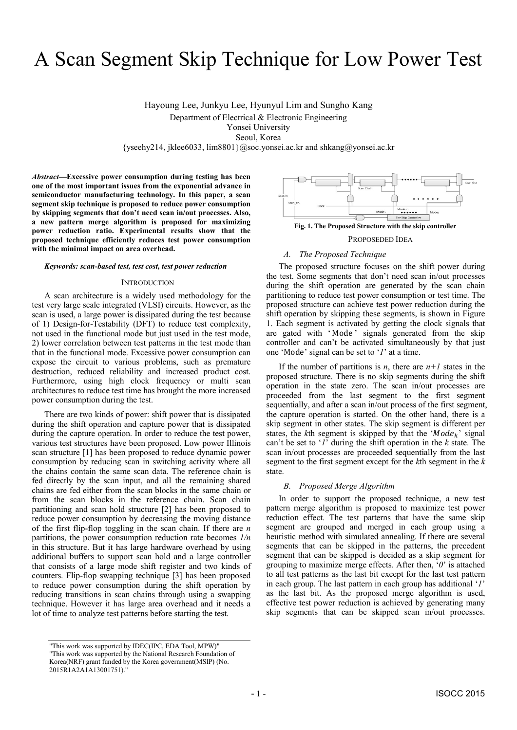# A Scan Segment Skip Technique for Low Power Test

Hayoung Lee, Junkyu Lee, Hyunyul Lim and Sungho Kang

Department of Electrical & Electronic Engineering
Yonsei University
Seoul, Korea
{yseehy214, jklee6033, lim8801}@soc.yonsei.ac.kr and shkang@yonsei.ac.kr

***Abstract*—Excessive power consumption during testing has been one of the most important issues from the exponential advance in semiconductor manufacturing technology. In this paper, a scan segment skip technique is proposed to reduce power consumption by skipping segments that don't need scan in/out processes. Also, a new pattern merge algorithm is proposed for maximizing power reduction ratio. Experimental results show that the proposed technique efficiently reduces test power consumption with the minimal impact on area overhead.**

***Keywords: scan-based test, test cost, test power reduction***

## INTRODUCTION

A scan architecture is a widely used methodology for the test very large scale integrated (VLSI) circuits. However, as the scan is used, a large power is dissipated during the test because of 1) Design-for-Testability (DFT) to reduce test complexity, not used in the functional mode but just used in the test mode, 2) lower correlation between test patterns in the test mode than that in the functional mode. Excessive power consumption can expose the circuit to various problems, such as premature destruction, reduced reliability and increased product cost. Furthermore, using high clock frequency or multi scan architectures to reduce test time has brought the more increased power consumption during the test.

There are two kinds of power: shift power that is dissipated during the shift operation and capture power that is dissipated during the capture operation. In order to reduce the test power, various test structures have been proposed. Low power Illinois scan structure [1] has been proposed to reduce dynamic power consumption by reducing scan in switching activity where all the chains contain the same scan data. The reference chain is fed directly by the scan input, and all the remaining shared chains are fed either from the scan blocks in the same chain or from the scan blocks in the reference chain. Scan chain partitioning and scan hold structure [2] has been proposed to reduce power consumption by decreasing the moving distance of the first flip-flop toggling in the scan chain. If there are *n* partitions, the power consumption reduction rate becomes *1/n* in this structure. But it has large hardware overhead by using additional buffers to support scan hold and a large controller that consists of a large mode shift register and two kinds of counters. Flip-flop swapping technique [3] has been proposed to reduce power consumption during the shift operation by reducing transitions in scan chains through using a swapping technique. However it has large area overhead and it needs a lot of time to analyze test patterns before starting the test.

**Fig. 1. The Proposed Structure with the skip controller**

## PROPOSEDED IDEA

### *A. The Proposed Technique*

The proposed structure focuses on the shift power during the test. Some segments that don't need scan in/out processes during the shift operation are generated by the scan chain partitioning to reduce test power consumption or test time. The proposed structure can achieve test power reduction during the shift operation by skipping these segments, is shown in Figure 1. Each segment is activated by getting the clock signals that are gated with 'Mode' signals generated from the skip controller and can't be activated simultaneously by that just one 'Mode' signal can be set to '*1*' at a time.

If the number of partitions is *n*, there are *n+1* states in the proposed structure. There is no skip segments during the shift operation in the state zero. The scan in/out processes are proceeded from the last segment to the first segment sequentially, and after a scan in/out process of the first segment, the capture operation is started. On the other hand, there is a skip segment in other states. The skip segment is different per states, the *k*th segment is skipped by that the '$Mode_k$' signal can't be set to '*1*' during the shift operation in the *k* state. The scan in/out processes are proceeded sequentially from the last segment to the first segment except for the *k*th segment in the *k* state.

### *B. Proposed Merge Algorithm*

In order to support the proposed technique, a new test pattern merge algorithm is proposed to maximize test power reduction effect. The test patterns that have the same skip segment are grouped and merged in each group using a heuristic method with simulated annealing. If there are several segments that can be skipped in the patterns, the precedent segment that can be skipped is decided as a skip segment for grouping to maximize merge effects. After then, '*0*' is attached to all test patterns as the last bit except for the last test pattern in each group. The last pattern in each group has additional '*1*' as the last bit. As the proposed merge algorithm is used, effective test power reduction is achieved by generating many skip segments that can be skipped scan in/out processes.

"This work was supported by IDEC(IPC, EDA Tool, MPW)"
"This work was supported by the National Research Foundation of Korea(NRF) grant funded by the Korea government(MSIP) (No. 2015R1A2A1A13001751)."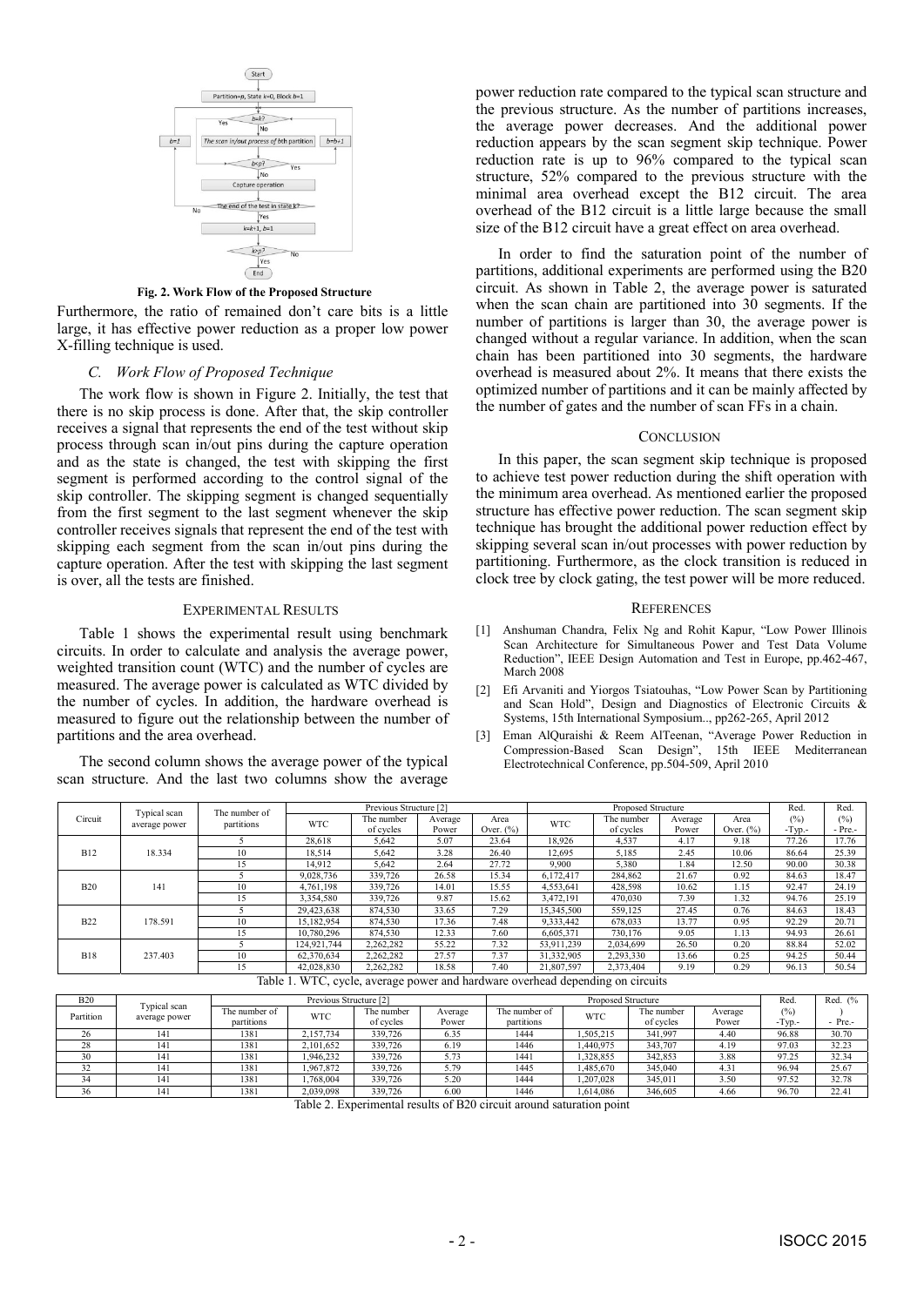Start

Partition=p, State k=0, Block b=1

b=k?

Yes

No

b=1

The scan in/out process of bth partition

b=b+1

b<p?

Yes

No

Capture operation

The end of the test in state k?

No

Yes

k=k+1, b=1

k>p?

No

Yes

End

**Fig. 2. Work Flow of the Proposed Structure**

Furthermore, the ratio of remained don't care bits is a little large, it has effective power reduction as a proper low power X-filling technique is used.

### *C. Work Flow of Proposed Technique*

The work flow is shown in Figure 2. Initially, the test that there is no skip process is done. After that, the skip controller receives a signal that represents the end of the test without skip process through scan in/out pins during the capture operation and as the state is changed, the test with skipping the first segment is performed according to the control signal of the skip controller. The skipping segment is changed sequentially from the first segment to the last segment whenever the skip controller receives signals that represent the end of the test with skipping each segment from the scan in/out pins during the capture operation. After the test with skipping the last segment is over, all the tests are finished.

## EXPERIMENTAL RESULTS

Table 1 shows the experimental result using benchmark circuits. In order to calculate and analysis the average power, weighted transition count (WTC) and the number of cycles are measured. The average power is calculated as WTC divided by the number of cycles. In addition, the hardware overhead is measured to figure out the relationship between the number of partitions and the area overhead.

The second column shows the average power of the typical scan structure. And the last two columns show the average power reduction rate compared to the typical scan structure and the previous structure. As the number of partitions increases, the average power decreases. And the additional power reduction appears by the scan segment skip technique. Power reduction rate is up to 96% compared to the typical scan structure, 52% compared to the previous structure with the minimal area overhead except the B12 circuit. The area overhead of the B12 circuit is a little large because the small size of the B12 circuit have a great effect on area overhead.

In order to find the saturation point of the number of partitions, additional experiments are performed using the B20 circuit. As shown in Table 2, the average power is saturated when the scan chain are partitioned into 30 segments. If the number of partitions is larger than 30, the average power is changed without a regular variance. In addition, when the scan chain has been partitioned into 30 segments, the hardware overhead is measured about 2%. It means that there exists the optimized number of partitions and it can be mainly affected by the number of gates and the number of scan FFs in a chain.

## CONCLUSION

In this paper, the scan segment skip technique is proposed to achieve test power reduction during the shift operation with the minimum area overhead. As mentioned earlier the proposed structure has effective power reduction. The scan segment skip technique has brought the additional power reduction effect by skipping several scan in/out processes with power reduction by partitioning. Furthermore, as the clock transition is reduced in clock tree by clock gating, the test power will be more reduced.

## REFERENCES

[1] Anshuman Chandra, Felix Ng and Rohit Kapur, "Low Power Illinois Scan Architecture for Simultaneous Power and Test Data Volume Reduction", IEEE Design Automation and Test in Europe, pp.462-467, March 2008

[2] Efi Arvaniti and Yiorgos Tsiatouhas, "Low Power Scan by Partitioning and Scan Hold", Design and Diagnostics of Electronic Circuits & Systems, 15th International Symposium.., pp262-265, April 2012

[3] Eman AlQuraishi & Reem AlTeenan, "Average Power Reduction in Compression-Based Scan Design", 15th IEEE Mediterranean Electrotechnical Conference, pp.504-509, April 2010

| Circuit | Typical scan average power | The number of partitions | Previous Structure [2] | | | | Proposed Structure | | | | Red. (%) -Typ.- | Red. (%) - Pre.- |
|---|---|---|---|---|---|---|---|---|---|---|---|---|
| | | | WTC | The number of cycles | Average Power | Area Over. (%) | WTC | The number of cycles | Average Power | Area Over. (%) | | |
| B12 | 18.334 | 5 | 28,618 | 5,642 | 5.07 | 23.64 | 18,926 | 4,537 | 4.17 | 9.18 | 77.26 | 17.76 |
| | | 10 | 18,514 | 5,642 | 3.28 | 26.40 | 12,695 | 5,185 | 2.45 | 10.06 | 86.64 | 25.39 |
| | | 15 | 14,912 | 5,642 | 2.64 | 27.72 | 9,900 | 5,380 | 1.84 | 12.50 | 90.00 | 30.38 |
| B20 | 141 | 5 | 9,028,736 | 339,726 | 26.58 | 15.34 | 6,172,417 | 284,862 | 21.67 | 0.92 | 84.63 | 18.47 |
| | | 10 | 4,761,198 | 339,726 | 14.01 | 15.55 | 4,553,641 | 428,598 | 10.62 | 1.15 | 92.47 | 24.19 |
| | | 15 | 3,354,580 | 339,726 | 9.87 | 15.62 | 3,472,191 | 470,030 | 7.39 | 1.32 | 94.76 | 25.19 |
| B22 | 178.591 | 5 | 29,423,638 | 874,530 | 33.65 | 7.29 | 15,345,500 | 559,125 | 27.45 | 0.76 | 84.63 | 18.43 |
| | | 10 | 15,182,954 | 874,530 | 17.36 | 7.48 | 9,333,442 | 678,033 | 13.77 | 0.95 | 92.29 | 20.71 |
| | | 15 | 10,780,296 | 874,530 | 12.33 | 7.60 | 6,605,371 | 730,176 | 9.05 | 1.13 | 94.93 | 26.61 |
| B18 | 237.403 | 5 | 124,921,744 | 2,262,282 | 55.22 | 7.32 | 53,911,239 | 2,034,699 | 26.50 | 0.20 | 88.84 | 52.02 |
| | | 10 | 62,370,634 | 2,262,282 | 27.57 | 7.37 | 31,332,905 | 2,293,330 | 13.66 | 0.25 | 94.25 | 50.44 |
| | | 15 | 42,028,830 | 2,262,282 | 18.58 | 7.40 | 21,807,597 | 2,373,404 | 9.19 | 0.29 | 96.13 | 50.54 |

Table 1. WTC, cycle, average power and hardware overhead depending on circuits

| B20 Partition | Typical scan average power | Previous Structure [2] | | | | Proposed Structure | | | | Red. (%) -Typ.- | Red. (%) - Pre.- |
|---|---|---|---|---|---|---|---|---|---|---|---|
| | | The number of partitions | WTC | The number of cycles | Average Power | The number of partitions | WTC | The number of cycles | Average Power | | |
| 26 | 141 | 1381 | 2,157,734 | 339,726 | 6.35 | 1444 | 1,505,215 | 341,997 | 4.40 | 96.88 | 30.70 |
| 28 | 141 | 1381 | 2,101,652 | 339,726 | 6.19 | 1446 | 1,440,975 | 343,707 | 4.19 | 97.03 | 32.23 |
| 30 | 141 | 1381 | 1,946,232 | 339,726 | 5.73 | 1441 | 1,328,855 | 342,853 | 3.88 | 97.25 | 32.34 |
| 32 | 141 | 1381 | 1,967,872 | 339,726 | 5.79 | 1445 | 1,485,670 | 345,040 | 4.31 | 96.94 | 25.67 |
| 34 | 141 | 1381 | 1,768,004 | 339,726 | 5.20 | 1444 | 1,207,028 | 345,011 | 3.50 | 97.52 | 32.78 |
| 36 | 141 | 1381 | 2,039,098 | 339,726 | 6.00 | 1446 | 1,614,086 | 346,605 | 4.66 | 96.70 | 22.41 |

Table 2. Experimental results of B20 circuit around saturation point